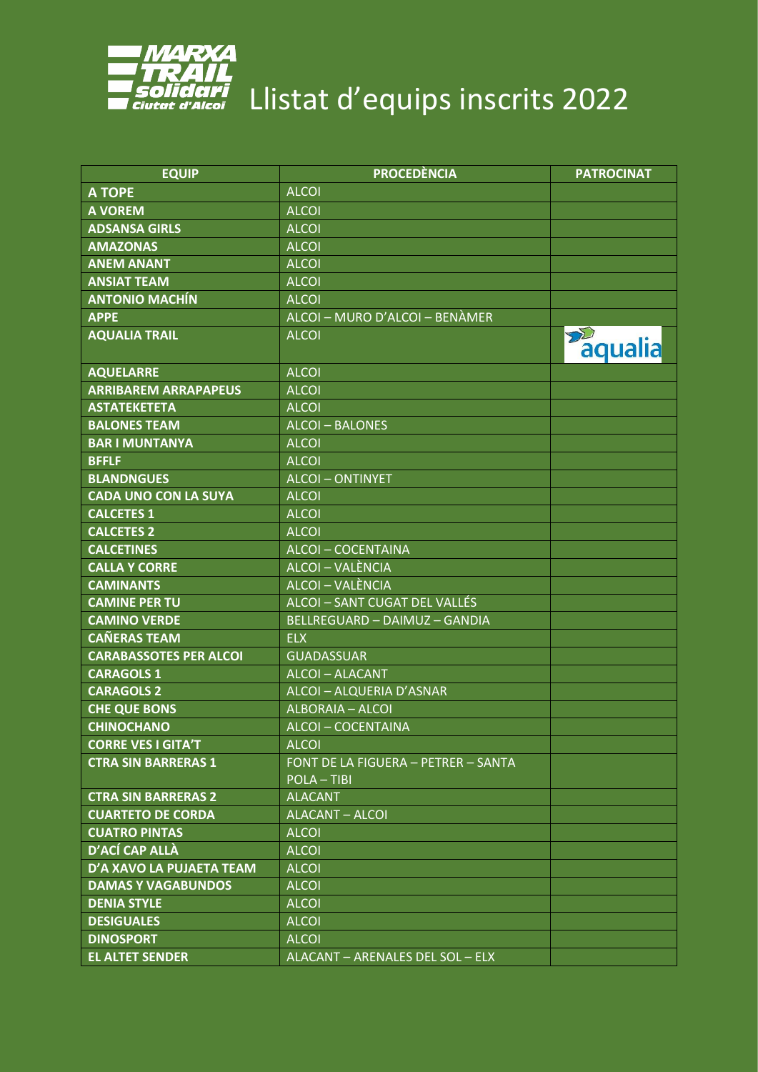# Llistat d'equips inscrits 2022

| EQUIP | PROCEDÈNCIA | PATROCINAT |
|---|---|---|
| **A TOPE** | ALCOI | |
| **A VOREM** | ALCOI | |
| **ADSANSA GIRLS** | ALCOI | |
| **AMAZONAS** | ALCOI | |
| **ANEM ANANT** | ALCOI | |
| **ANSIAT TEAM** | ALCOI | |
| **ANTONIO MACHÍN** | ALCOI | |
| **APPE** | ALCOI – MURO D'ALCOI – BENÀMER | |
| **AQUALIA TRAIL** | ALCOI | aqualia |
| **AQUELARRE** | ALCOI | |
| **ARRIBAREM ARRAPAPEUS** | ALCOI | |
| **ASTATEKETETA** | ALCOI | |
| **BALONES TEAM** | ALCOI – BALONES | |
| **BAR I MUNTANYA** | ALCOI | |
| **BFFLF** | ALCOI | |
| **BLANDNGUES** | ALCOI – ONTINYET | |
| **CADA UNO CON LA SUYA** | ALCOI | |
| **CALCETES 1** | ALCOI | |
| **CALCETES 2** | ALCOI | |
| **CALCETINES** | ALCOI – COCENTAINA | |
| **CALLA Y CORRE** | ALCOI – VALÈNCIA | |
| **CAMINANTS** | ALCOI – VALÈNCIA | |
| **CAMINE PER TU** | ALCOI – SANT CUGAT DEL VALLÉS | |
| **CAMINO VERDE** | BELLREGUARD – DAIMUZ – GANDIA | |
| **CAÑERAS TEAM** | ELX | |
| **CARABASSOTES PER ALCOI** | GUADASSUAR | |
| **CARAGOLS 1** | ALCOI – ALACANT | |
| **CARAGOLS 2** | ALCOI – ALQUERIA D'ASNAR | |
| **CHE QUE BONS** | ALBORAIA – ALCOI | |
| **CHINOCHANO** | ALCOI – COCENTAINA | |
| **CORRE VES I GITA'T** | ALCOI | |
| **CTRA SIN BARRERAS 1** | FONT DE LA FIGUERA – PETRER – SANTA POLA – TIBI | |
| **CTRA SIN BARRERAS 2** | ALACANT | |
| **CUARTETO DE CORDA** | ALACANT – ALCOI | |
| **CUATRO PINTAS** | ALCOI | |
| **D'ACÍ CAP ALLÀ** | ALCOI | |
| **D'A XAVO LA PUJAETA TEAM** | ALCOI | |
| **DAMAS Y VAGABUNDOS** | ALCOI | |
| **DENIA STYLE** | ALCOI | |
| **DESIGUALES** | ALCOI | |
| **DINOSPORT** | ALCOI | |
| **EL ALTET SENDER** | ALACANT – ARENALES DEL SOL – ELX | |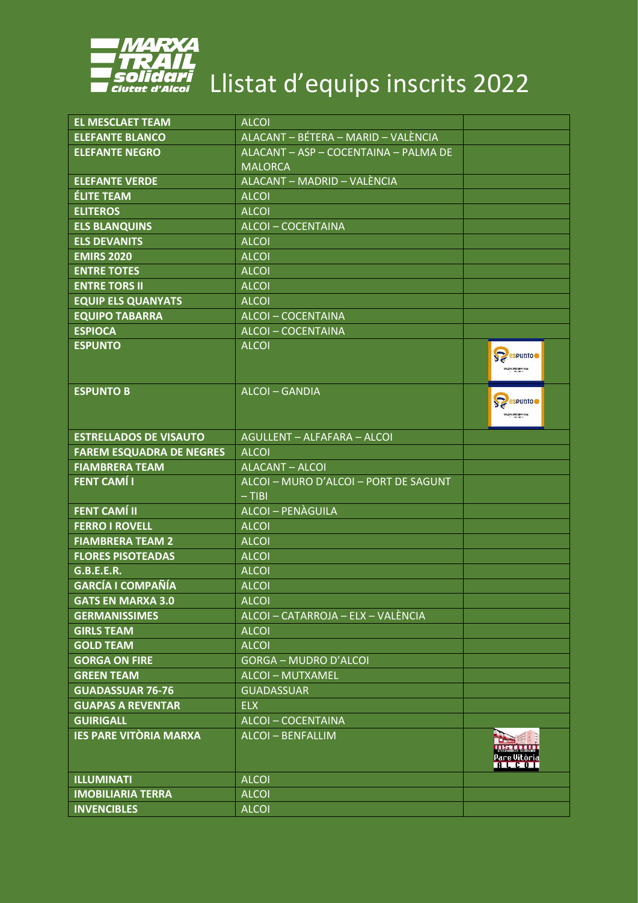# Llistat d'equips inscrits 2022

| | | |
|---|---|---|
| **EL MESCLAET TEAM** | ALCOI | |
| **ELEFANTE BLANCO** | ALACANT – BÉTERA – MARID – VALÈNCIA | |
| **ELEFANTE NEGRO** | ALACANT – ASP – COCENTAINA – PALMA DE MALORCA | |
| **ELEFANTE VERDE** | ALACANT – MADRID – VALÈNCIA | |
| **ÉLITE TEAM** | ALCOI | |
| **ELITEROS** | ALCOI | |
| **ELS BLANQUINS** | ALCOI – COCENTAINA | |
| **ELS DEVANITS** | ALCOI | |
| **EMIRS 2020** | ALCOI | |
| **ENTRE TOTES** | ALCOI | |
| **ENTRE TORS II** | ALCOI | |
| **EQUIP ELS QUANYATS** | ALCOI | |
| **EQUIPO TABARRA** | ALCOI – COCENTAINA | |
| **ESPIOCA** | ALCOI – COCENTAINA | |
| **ESPUNTO** | ALCOI | |
| **ESPUNTO B** | ALCOI – GANDIA | |
| **ESTRELLADOS DE VISAUTO** | AGULLENT – ALFAFARA – ALCOI | |
| **FAREM ESQUADRA DE NEGRES** | ALCOI | |
| **FIAMBRERA TEAM** | ALACANT – ALCOI | |
| **FENT CAMÍ I** | ALCOI – MURO D'ALCOI – PORT DE SAGUNT – TIBI | |
| **FENT CAMÍ II** | ALCOI – PENÀGUILA | |
| **FERRO I ROVELL** | ALCOI | |
| **FIAMBRERA TEAM 2** | ALCOI | |
| **FLORES PISOTEADAS** | ALCOI | |
| **G.B.E.E.R.** | ALCOI | |
| **GARCÍA I COMPAÑÍA** | ALCOI | |
| **GATS EN MARXA 3.0** | ALCOI | |
| **GERMANISSIMES** | ALCOI – CATARROJA – ELX – VALÈNCIA | |
| **GIRLS TEAM** | ALCOI | |
| **GOLD TEAM** | ALCOI | |
| **GORGA ON FIRE** | GORGA – MUDRO D'ALCOI | |
| **GREEN TEAM** | ALCOI – MUTXAMEL | |
| **GUADASSUAR 76-76** | GUADASSUAR | |
| **GUAPAS A REVENTAR** | ELX | |
| **GUIRIGALL** | ALCOI – COCENTAINA | |
| **IES PARE VITÒRIA MARXA** | ALCOI – BENFALLIM | |
| **ILLUMINATI** | ALCOI | |
| **IMOBILIARIA TERRA** | ALCOI | |
| **INVENCIBLES** | ALCOI | |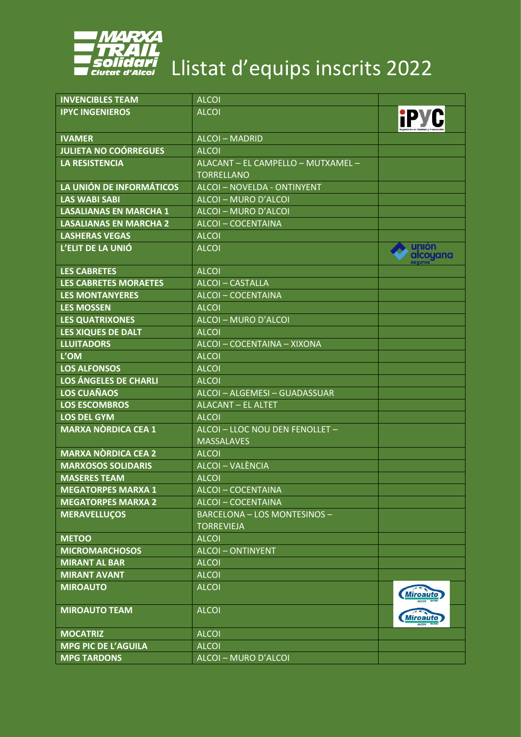# Llistat d'equips inscrits 2022

| | | |
|---|---|---|
| **INVENCIBLES TEAM** | ALCOI | |
| **IPYC INGENIEROS** | ALCOI | |
| **IVAMER** | ALCOI – MADRID | |
| **JULIETA NO COÓRREGUES** | ALCOI | |
| **LA RESISTENCIA** | ALACANT – EL CAMPELLO – MUTXAMEL – TORRELLANO | |
| **LA UNIÓN DE INFORMÁTICOS** | ALCOI – NOVELDA - ONTINYENT | |
| **LAS WABI SABI** | ALCOI – MURO D'ALCOI | |
| **LASALIANAS EN MARCHA 1** | ALCOI – MURO D'ALCOI | |
| **LASALIANAS EN MARCHA 2** | ALCOI – COCENTAINA | |
| **LASHERAS VEGAS** | ALCOI | |
| **L'ELIT DE LA UNIÓ** | ALCOI | |
| **LES CABRETES** | ALCOI | |
| **LES CABRETES MORAETES** | ALCOI – CASTALLA | |
| **LES MONTANYERES** | ALCOI – COCENTAINA | |
| **LES MOSSEN** | ALCOI | |
| **LES QUATRIXONES** | ALCOI – MURO D'ALCOI | |
| **LES XIQUES DE DALT** | ALCOI | |
| **LLUITADORS** | ALCOI – COCENTAINA – XIXONA | |
| **L'OM** | ALCOI | |
| **LOS ALFONSOS** | ALCOI | |
| **LOS ÁNGELES DE CHARLI** | ALCOI | |
| **LOS CUAÑAOS** | ALCOI – ALGEMESI – GUADASSUAR | |
| **LOS ESCOMBROS** | ALACANT – EL ALTET | |
| **LOS DEL GYM** | ALCOI | |
| **MARXA NÒRDICA CEA 1** | ALCOI – LLOC NOU DEN FENOLLET – MASSALAVES | |
| **MARXA NÒRDICA CEA 2** | ALCOI | |
| **MARXOSOS SOLIDARIS** | ALCOI – VALÈNCIA | |
| **MASERES TEAM** | ALCOI | |
| **MEGATORPES MARXA 1** | ALCOI – COCENTAINA | |
| **MEGATORPES MARXA 2** | ALCOI – COCENTAINA | |
| **MERAVELLUÇOS** | BARCELONA – LOS MONTESINOS – TORREVIEJA | |
| **METOO** | ALCOI | |
| **MICROMARCHOSOS** | ALCOI – ONTINYENT | |
| **MIRANT AL BAR** | ALCOI | |
| **MIRANT AVANT** | ALCOI | |
| **MIROAUTO** | ALCOI | |
| **MIROAUTO TEAM** | ALCOI | |
| **MOCATRIZ** | ALCOI | |
| **MPG PIC DE L'AGUILA** | ALCOI | |
| **MPG TARDONS** | ALCOI – MURO D'ALCOI | |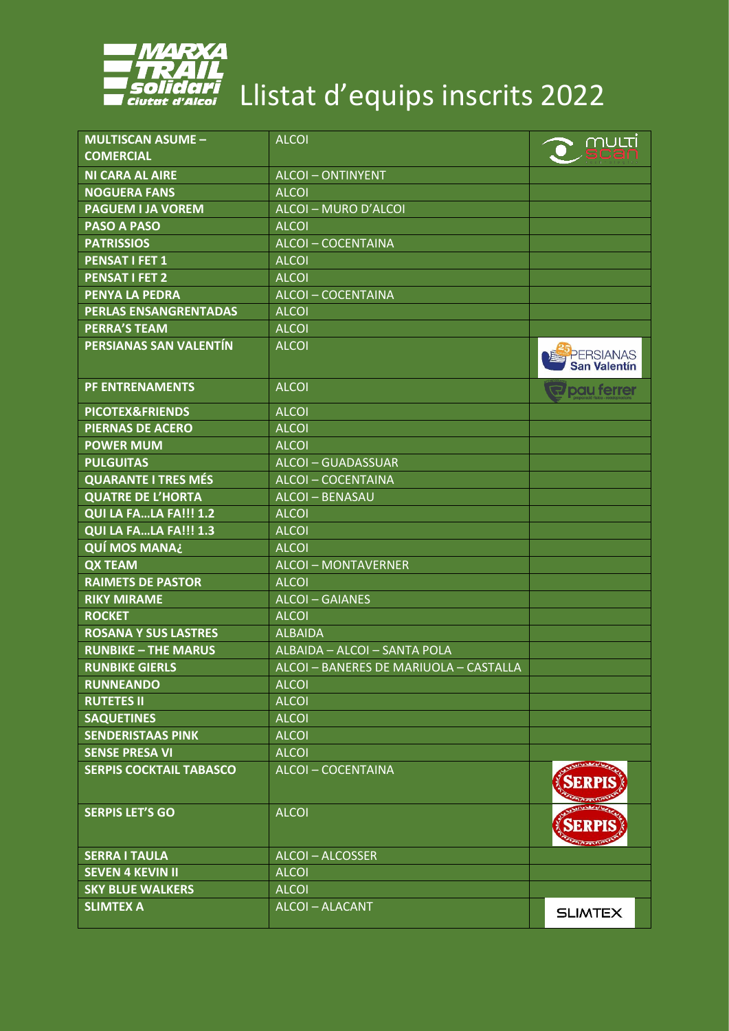# Llistat d'equips inscrits 2022

| | | |
|---|---|---|
| **MULTISCAN ASUME – COMERCIAL** | ALCOI | |
| **NI CARA AL AIRE** | ALCOI – ONTINYENT | |
| **NOGUERA FANS** | ALCOI | |
| **PAGUEM I JA VOREM** | ALCOI – MURO D'ALCOI | |
| **PASO A PASO** | ALCOI | |
| **PATRISSIOS** | ALCOI – COCENTAINA | |
| **PENSAT I FET 1** | ALCOI | |
| **PENSAT I FET 2** | ALCOI | |
| **PENYA LA PEDRA** | ALCOI – COCENTAINA | |
| **PERLAS ENSANGRENTADAS** | ALCOI | |
| **PERRA'S TEAM** | ALCOI | |
| **PERSIANAS SAN VALENTÍN** | ALCOI | |
| **PF ENTRENAMENTS** | ALCOI | |
| **PICOTEX&FRIENDS** | ALCOI | |
| **PIERNAS DE ACERO** | ALCOI | |
| **POWER MUM** | ALCOI | |
| **PULGUITAS** | ALCOI – GUADASSUAR | |
| **QUARANTE I TRES MÉS** | ALCOI – COCENTAINA | |
| **QUATRE DE L'HORTA** | ALCOI – BENASAU | |
| **QUI LA FA…LA FA!!! 1.2** | ALCOI | |
| **QUI LA FA…LA FA!!! 1.3** | ALCOI | |
| **QUÍ MOS MANA¿** | ALCOI | |
| **QX TEAM** | ALCOI – MONTAVERNER | |
| **RAIMETS DE PASTOR** | ALCOI | |
| **RIKY MIRAME** | ALCOI – GAIANES | |
| **ROCKET** | ALCOI | |
| **ROSANA Y SUS LASTRES** | ALBAIDA | |
| **RUNBIKE – THE MARUS** | ALBAIDA – ALCOI – SANTA POLA | |
| **RUNBIKE GIERLS** | ALCOI – BANERES DE MARIUOLA – CASTALLA | |
| **RUNNEANDO** | ALCOI | |
| **RUTETES II** | ALCOI | |
| **SAQUETINES** | ALCOI | |
| **SENDERISTAAS PINK** | ALCOI | |
| **SENSE PRESA VI** | ALCOI | |
| **SERPIS COCKTAIL TABASCO** | ALCOI – COCENTAINA | |
| **SERPIS LET'S GO** | ALCOI | |
| **SERRA I TAULA** | ALCOI – ALCOSSER | |
| **SEVEN 4 KEVIN II** | ALCOI | |
| **SKY BLUE WALKERS** | ALCOI | |
| **SLIMTEX A** | ALCOI – ALACANT | |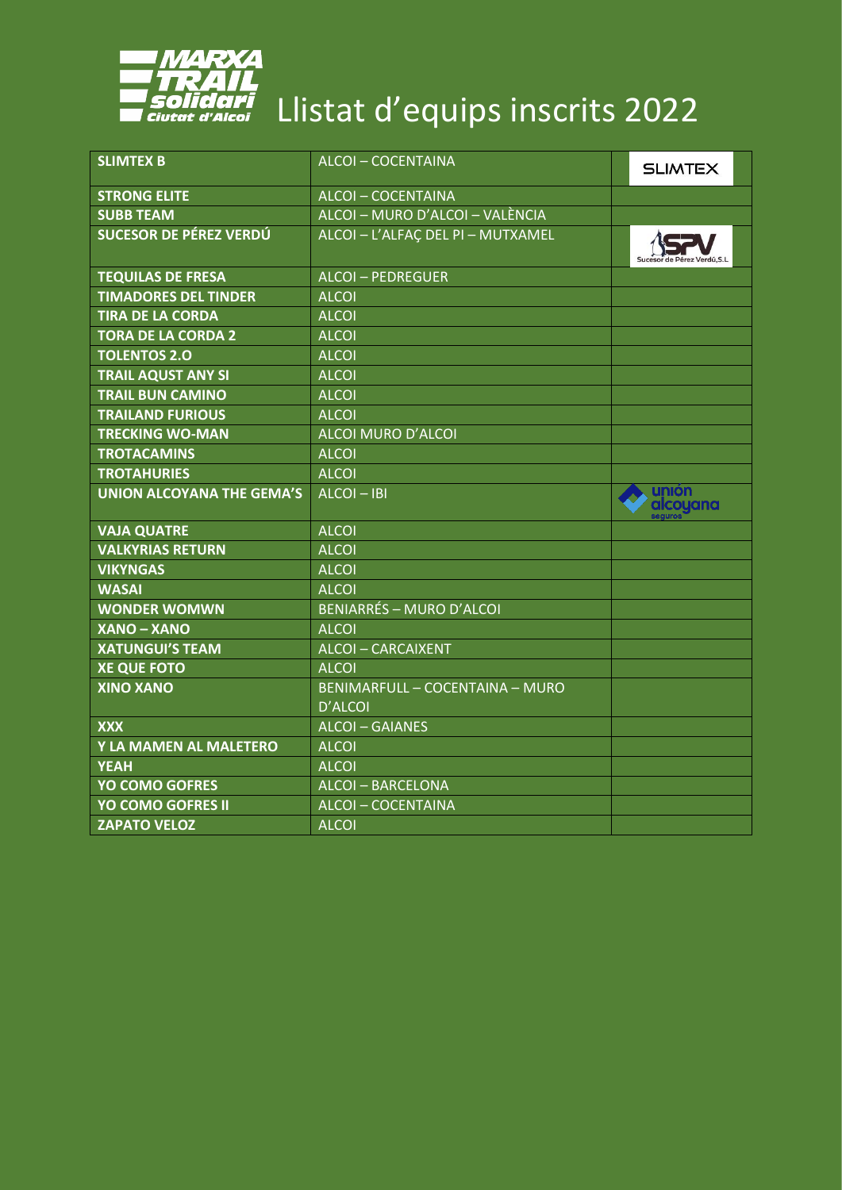# Llistat d'equips inscrits 2022

| | | |
|---|---|---|
| **SLIMTEX B** | ALCOI – COCENTAINA | SLIMTEX |
| **STRONG ELITE** | ALCOI – COCENTAINA | |
| **SUBB TEAM** | ALCOI – MURO D'ALCOI – VALÈNCIA | |
| **SUCESOR DE PÉREZ VERDÚ** | ALCOI – L'ALFAÇ DEL PI – MUTXAMEL | SPV Sucesor de Pérez Verdú, S.L |
| **TEQUILAS DE FRESA** | ALCOI – PEDREGUER | |
| **TIMADORES DEL TINDER** | ALCOI | |
| **TIRA DE LA CORDA** | ALCOI | |
| **TORA DE LA CORDA 2** | ALCOI | |
| **TOLENTOS 2.O** | ALCOI | |
| **TRAIL AQUST ANY SI** | ALCOI | |
| **TRAIL BUN CAMINO** | ALCOI | |
| **TRAILAND FURIOUS** | ALCOI | |
| **TRECKING WO-MAN** | ALCOI MURO D'ALCOI | |
| **TROTACAMINS** | ALCOI | |
| **TROTAHURIES** | ALCOI | |
| **UNION ALCOYANA THE GEMA'S** | ALCOI – IBI | unión alcoyana seguros |
| **VAJA QUATRE** | ALCOI | |
| **VALKYRIAS RETURN** | ALCOI | |
| **VIKYNGAS** | ALCOI | |
| **WASAI** | ALCOI | |
| **WONDER WOMWN** | BENIARRÉS – MURO D'ALCOI | |
| **XANO – XANO** | ALCOI | |
| **XATUNGUI'S TEAM** | ALCOI – CARCAIXENT | |
| **XE QUE FOTO** | ALCOI | |
| **XINO XANO** | BENIMARFULL – COCENTAINA – MURO D'ALCOI | |
| **XXX** | ALCOI – GAIANES | |
| **Y LA MAMEN AL MALETERO** | ALCOI | |
| **YEAH** | ALCOI | |
| **YO COMO GOFRES** | ALCOI – BARCELONA | |
| **YO COMO GOFRES II** | ALCOI – COCENTAINA | |
| **ZAPATO VELOZ** | ALCOI | |